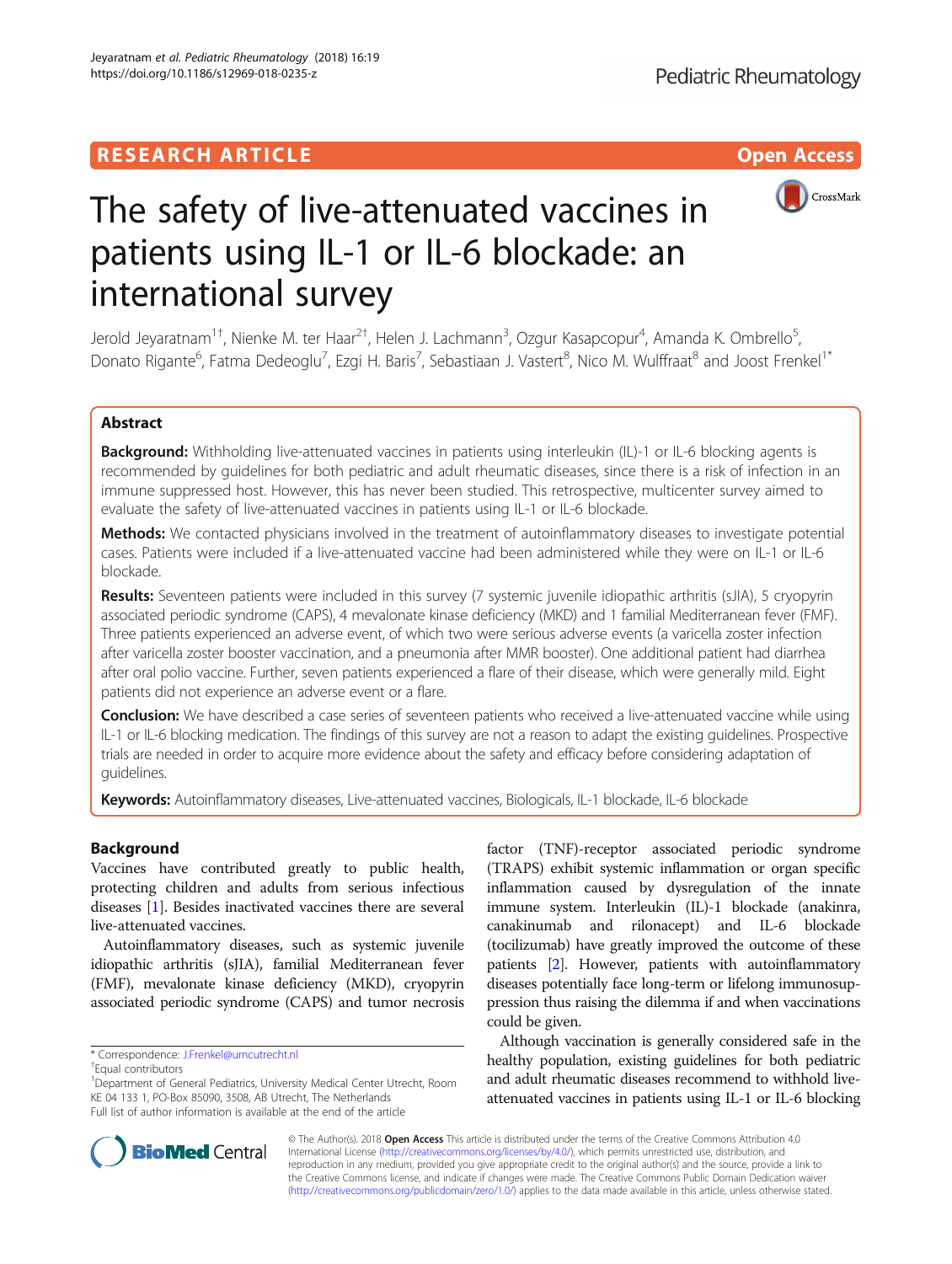RESEARCH ARTICLE

Open Access

# The safety of live-attenuated vaccines in patients using IL-1 or IL-6 blockade: an international survey

Jerold Jeyaratnam[1†], Nienke M. ter Haar[2†], Helen J. Lachmann[3], Ozgur Kasapcopur[4], Amanda K. Ombrello[5], Donato Rigante[6], Fatma Dedeoglu[7], Ezgi H. Baris[7], Sebastiaan J. Vastert[8], Nico M. Wulffraat[8] and Joost Frenkel[1*]

## Abstract

**Background:** Withholding live-attenuated vaccines in patients using interleukin (IL)-1 or IL-6 blocking agents is recommended by guidelines for both pediatric and adult rheumatic diseases, since there is a risk of infection in an immune suppressed host. However, this has never been studied. This retrospective, multicenter survey aimed to evaluate the safety of live-attenuated vaccines in patients using IL-1 or IL-6 blockade.

**Methods:** We contacted physicians involved in the treatment of autoinflammatory diseases to investigate potential cases. Patients were included if a live-attenuated vaccine had been administered while they were on IL-1 or IL-6 blockade.

**Results:** Seventeen patients were included in this survey (7 systemic juvenile idiopathic arthritis (sJIA), 5 cryopyrin associated periodic syndrome (CAPS), 4 mevalonate kinase deficiency (MKD) and 1 familial Mediterranean fever (FMF). Three patients experienced an adverse event, of which two were serious adverse events (a varicella zoster infection after varicella zoster booster vaccination, and a pneumonia after MMR booster). One additional patient had diarrhea after oral polio vaccine. Further, seven patients experienced a flare of their disease, which were generally mild. Eight patients did not experience an adverse event or a flare.

**Conclusion:** We have described a case series of seventeen patients who received a live-attenuated vaccine while using IL-1 or IL-6 blocking medication. The findings of this survey are not a reason to adapt the existing guidelines. Prospective trials are needed in order to acquire more evidence about the safety and efficacy before considering adaptation of guidelines.

**Keywords:** Autoinflammatory diseases, Live-attenuated vaccines, Biologicals, IL-1 blockade, IL-6 blockade

## Background

Vaccines have contributed greatly to public health, protecting children and adults from serious infectious diseases [1]. Besides inactivated vaccines there are several live-attenuated vaccines.

Autoinflammatory diseases, such as systemic juvenile idiopathic arthritis (sJIA), familial Mediterranean fever (FMF), mevalonate kinase deficiency (MKD), cryopyrin associated periodic syndrome (CAPS) and tumor necrosis factor (TNF)-receptor associated periodic syndrome (TRAPS) exhibit systemic inflammation or organ specific inflammation caused by dysregulation of the innate immune system. Interleukin (IL)-1 blockade (anakinra, canakinumab and rilonacept) and IL-6 blockade (tocilizumab) have greatly improved the outcome of these patients [2]. However, patients with autoinflammatory diseases potentially face long-term or lifelong immunosuppression thus raising the dilemma if and when vaccinations could be given.

Although vaccination is generally considered safe in the healthy population, existing guidelines for both pediatric and adult rheumatic diseases recommend to withhold live-attenuated vaccines in patients using IL-1 or IL-6 blocking

\* Correspondence: J.Frenkel@umcutrecht.nl

†Equal contributors

[1]Department of General Pediatrics, University Medical Center Utrecht, Room KE 04 133 1, PO-Box 85090, 3508, AB Utrecht, The Netherlands

Full list of author information is available at the end of the article

© The Author(s). 2018 **Open Access** This article is distributed under the terms of the Creative Commons Attribution 4.0 International License (http://creativecommons.org/licenses/by/4.0/), which permits unrestricted use, distribution, and reproduction in any medium, provided you give appropriate credit to the original author(s) and the source, provide a link to the Creative Commons license, and indicate if changes were made. The Creative Commons Public Domain Dedication waiver (http://creativecommons.org/publicdomain/zero/1.0/) applies to the data made available in this article, unless otherwise stated.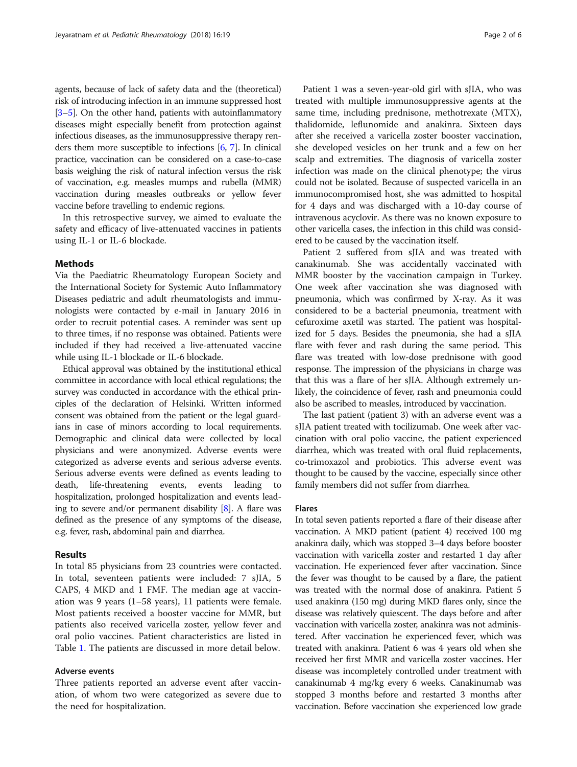agents, because of lack of safety data and the (theoretical) risk of introducing infection in an immune suppressed host [3–5]. On the other hand, patients with autoinflammatory diseases might especially benefit from protection against infectious diseases, as the immunosuppressive therapy renders them more susceptible to infections [6, 7]. In clinical practice, vaccination can be considered on a case-to-case basis weighing the risk of natural infection versus the risk of vaccination, e.g. measles mumps and rubella (MMR) vaccination during measles outbreaks or yellow fever vaccine before travelling to endemic regions.

In this retrospective survey, we aimed to evaluate the safety and efficacy of live-attenuated vaccines in patients using IL-1 or IL-6 blockade.

## Methods

Via the Paediatric Rheumatology European Society and the International Society for Systemic Auto Inflammatory Diseases pediatric and adult rheumatologists and immunologists were contacted by e-mail in January 2016 in order to recruit potential cases. A reminder was sent up to three times, if no response was obtained. Patients were included if they had received a live-attenuated vaccine while using IL-1 blockade or IL-6 blockade.

Ethical approval was obtained by the institutional ethical committee in accordance with local ethical regulations; the survey was conducted in accordance with the ethical principles of the declaration of Helsinki. Written informed consent was obtained from the patient or the legal guardians in case of minors according to local requirements. Demographic and clinical data were collected by local physicians and were anonymized. Adverse events were categorized as adverse events and serious adverse events. Serious adverse events were defined as events leading to death, life-threatening events, events leading to hospitalization, prolonged hospitalization and events leading to severe and/or permanent disability [8]. A flare was defined as the presence of any symptoms of the disease, e.g. fever, rash, abdominal pain and diarrhea.

## Results

In total 85 physicians from 23 countries were contacted. In total, seventeen patients were included: 7 sJIA, 5 CAPS, 4 MKD and 1 FMF. The median age at vaccination was 9 years (1–58 years), 11 patients were female. Most patients received a booster vaccine for MMR, but patients also received varicella zoster, yellow fever and oral polio vaccines. Patient characteristics are listed in Table 1. The patients are discussed in more detail below.

### Adverse events

Three patients reported an adverse event after vaccination, of whom two were categorized as severe due to the need for hospitalization.

Patient 1 was a seven-year-old girl with sJIA, who was treated with multiple immunosuppressive agents at the same time, including prednisone, methotrexate (MTX), thalidomide, leflunomide and anakinra. Sixteen days after she received a varicella zoster booster vaccination, she developed vesicles on her trunk and a few on her scalp and extremities. The diagnosis of varicella zoster infection was made on the clinical phenotype; the virus could not be isolated. Because of suspected varicella in an immunocompromised host, she was admitted to hospital for 4 days and was discharged with a 10-day course of intravenous acyclovir. As there was no known exposure to other varicella cases, the infection in this child was considered to be caused by the vaccination itself.

Patient 2 suffered from sJIA and was treated with canakinumab. She was accidentally vaccinated with MMR booster by the vaccination campaign in Turkey. One week after vaccination she was diagnosed with pneumonia, which was confirmed by X-ray. As it was considered to be a bacterial pneumonia, treatment with cefuroxime axetil was started. The patient was hospitalized for 5 days. Besides the pneumonia, she had a sJIA flare with fever and rash during the same period. This flare was treated with low-dose prednisone with good response. The impression of the physicians in charge was that this was a flare of her sJIA. Although extremely unlikely, the coincidence of fever, rash and pneumonia could also be ascribed to measles, introduced by vaccination.

The last patient (patient 3) with an adverse event was a sJIA patient treated with tocilizumab. One week after vaccination with oral polio vaccine, the patient experienced diarrhea, which was treated with oral fluid replacements, co-trimoxazol and probiotics. This adverse event was thought to be caused by the vaccine, especially since other family members did not suffer from diarrhea.

### Flares

In total seven patients reported a flare of their disease after vaccination. A MKD patient (patient 4) received 100 mg anakinra daily, which was stopped 3–4 days before booster vaccination with varicella zoster and restarted 1 day after vaccination. He experienced fever after vaccination. Since the fever was thought to be caused by a flare, the patient was treated with the normal dose of anakinra. Patient 5 used anakinra (150 mg) during MKD flares only, since the disease was relatively quiescent. The days before and after vaccination with varicella zoster, anakinra was not administered. After vaccination he experienced fever, which was treated with anakinra. Patient 6 was 4 years old when she received her first MMR and varicella zoster vaccines. Her disease was incompletely controlled under treatment with canakinumab 4 mg/kg every 6 weeks. Canakinumab was stopped 3 months before and restarted 3 months after vaccination. Before vaccination she experienced low grade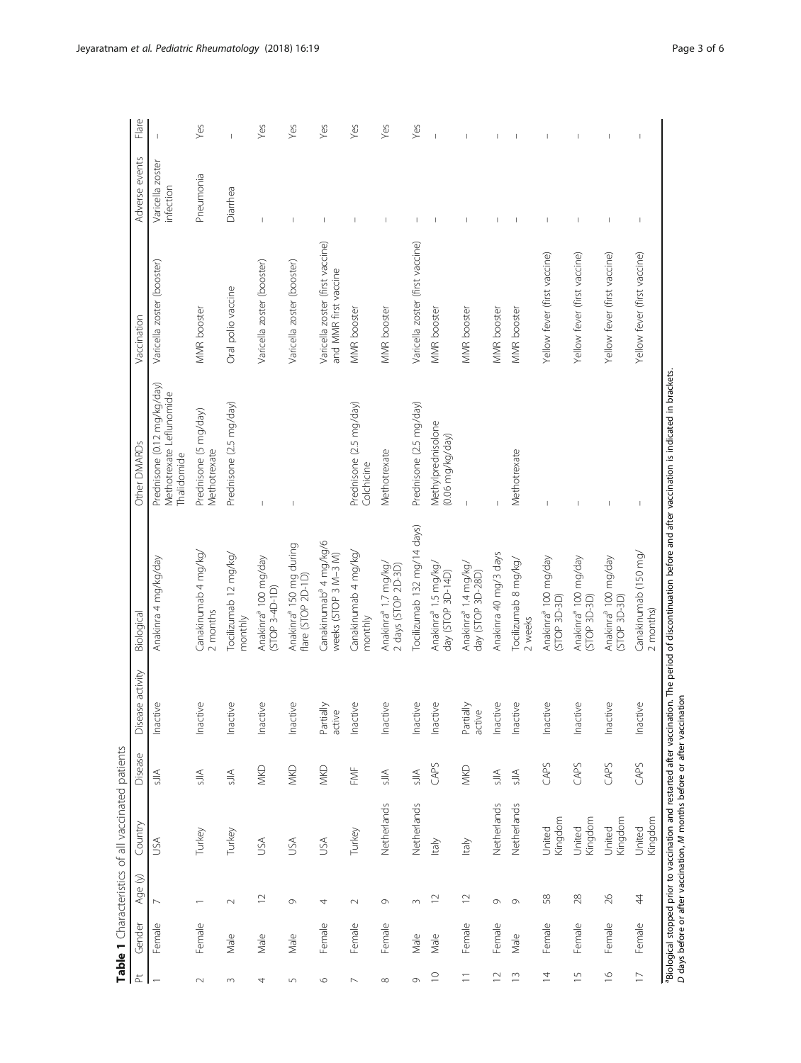**Table 1** Characteristics of all vaccinated patients

| Pt | Gender | Age (y) | Country | Disease | Disease activity | Biological | Other DMARDs | Vaccination | Adverse events | Flare |
|---|---|---|---|---|---|---|---|---|---|---|
| 1 | Female | 7 | USA | sJIA | Inactive | Anakinra 4 mg/kg/day | Prednisone (0.12 mg/kg/day) Methotrexate Leflunomide Thalidomide | Varicella zoster (booster) | Varicella zoster infection | – |
| 2 | Female | 1 | Turkey | sJIA | Inactive | Canakinumab 4 mg/kg/ 2 months | Prednisone (5 mg/day) Methotrexate | MMR booster | Pneumonia | Yes |
| 3 | Male | 2 | Turkey | sJIA | Inactive | Tocilizumab 12 mg/kg/ monthly | Prednisone (2.5 mg/day) | Oral polio vaccine | Diarrhea | – |
| 4 | Male | 12 | USA | MKD | Inactive | Anakinra[a] 100 mg/day (STOP 3-4D-1D) | – | Varicella zoster (booster) | – | Yes |
| 5 | Male | 9 | USA | MKD | Inactive | Anakinra[a] 150 mg during flare (STOP 2D-1D) | – | Varicella zoster (booster) | – | Yes |
| 6 | Female | 4 | USA | MKD | Partially active | Canakinumab[a] 4 mg/kg/6 weeks (STOP 3 M–3 M) | – | Varicella zoster (first vaccine) and MMR first vaccine | – | Yes |
| 7 | Female | 2 | Turkey | FMF | Inactive | Canakinumab 4 mg/kg/ monthly | Prednisone (2.5 mg/day) Colchicine | MMR booster | – | Yes |
| 8 | Female | 9 | Netherlands | sJIA | Inactive | Anakinra[a] 1.7 mg/kg/ 2 days (STOP 2D-3D) | Methotrexate | MMR booster | – | Yes |
| 9 | Male | 3 | Netherlands | sJIA | Inactive | Tocilizumab 132 mg/14 days) | Prednisone (2.5 mg/day) | Varicella zoster (first vaccine) | – | Yes |
| 10 | Male | 12 | Italy | CAPS | Inactive | Anakinra[a] 1.5 mg/kg/ day (STOP 3D-14D) | Methylprednisolone (0.06 mg/kg/day) | MMR booster | – | – |
| 11 | Female | 12 | Italy | MKD | Partially active | Anakinra[a] 1.4 mg/kg/ day (STOP 3D-28D) | – | MMR booster | – | – |
| 12 | Female | 9 | Netherlands | sJIA | Inactive | Anakinra 40 mg/3 days | – | MMR booster | – | – |
| 13 | Male | 9 | Netherlands | sJIA | Inactive | Tocilizumab 8 mg/kg/ 2 weeks | Methotrexate | MMR booster | – | – |
| 14 | Female | 58 | United Kingdom | CAPS | Inactive | Anakinra[a] 100 mg/day (STOP 3D-3D) | – | Yellow fever (first vaccine) | – | – |
| 15 | Female | 28 | United Kingdom | CAPS | Inactive | Anakinra[a] 100 mg/day (STOP 3D-3D) | – | Yellow fever (first vaccine) | – | – |
| 16 | Female | 26 | United Kingdom | CAPS | Inactive | Anakinra[a] 100 mg/day (STOP 3D-3D) | – | Yellow fever (first vaccine) | – | – |
| 17 | Female | 44 | United Kingdom | CAPS | Inactive | Canakinumab (150 mg/ 2 months) | – | Yellow fever (first vaccine) | – | – |

[a]Biological stopped prior to vaccination and restarted after vaccination. The period of discontinuation before and after vaccination is indicated in brackets.
*D* days before or after vaccination, *M* months before or after vaccination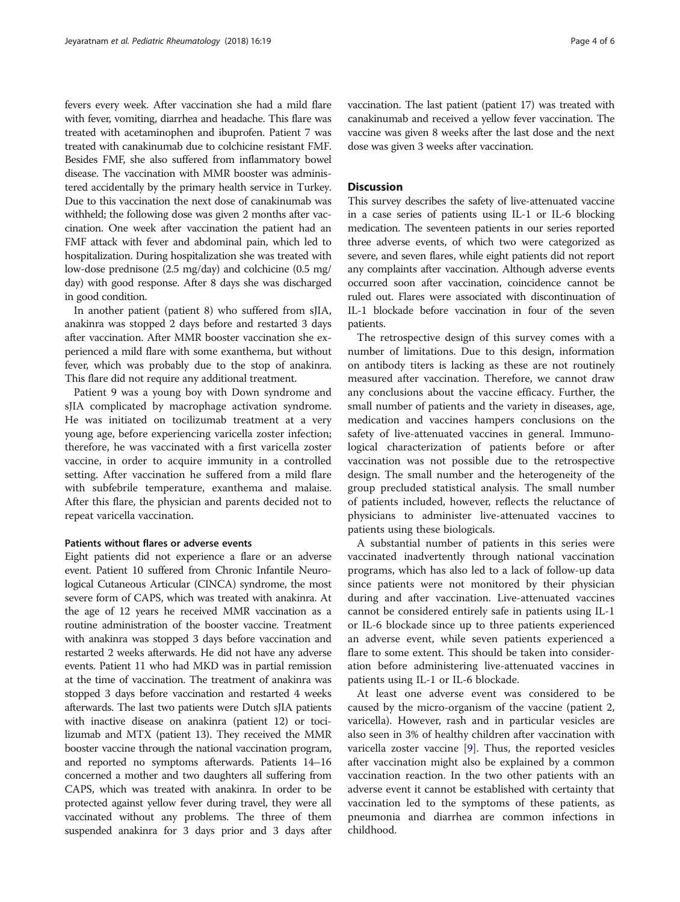fevers every week. After vaccination she had a mild flare with fever, vomiting, diarrhea and headache. This flare was treated with acetaminophen and ibuprofen. Patient 7 was treated with canakinumab due to colchicine resistant FMF. Besides FMF, she also suffered from inflammatory bowel disease. The vaccination with MMR booster was administered accidentally by the primary health service in Turkey. Due to this vaccination the next dose of canakinumab was withheld; the following dose was given 2 months after vaccination. One week after vaccination the patient had an FMF attack with fever and abdominal pain, which led to hospitalization. During hospitalization she was treated with low-dose prednisone (2.5 mg/day) and colchicine (0.5 mg/day) with good response. After 8 days she was discharged in good condition.

In another patient (patient 8) who suffered from sJIA, anakinra was stopped 2 days before and restarted 3 days after vaccination. After MMR booster vaccination she experienced a mild flare with some exanthema, but without fever, which was probably due to the stop of anakinra. This flare did not require any additional treatment.

Patient 9 was a young boy with Down syndrome and sJIA complicated by macrophage activation syndrome. He was initiated on tocilizumab treatment at a very young age, before experiencing varicella zoster infection; therefore, he was vaccinated with a first varicella zoster vaccine, in order to acquire immunity in a controlled setting. After vaccination he suffered from a mild flare with subfebrile temperature, exanthema and malaise. After this flare, the physician and parents decided not to repeat varicella vaccination.

### Patients without flares or adverse events

Eight patients did not experience a flare or an adverse event. Patient 10 suffered from Chronic Infantile Neurological Cutaneous Articular (CINCA) syndrome, the most severe form of CAPS, which was treated with anakinra. At the age of 12 years he received MMR vaccination as a routine administration of the booster vaccine. Treatment with anakinra was stopped 3 days before vaccination and restarted 2 weeks afterwards. He did not have any adverse events. Patient 11 who had MKD was in partial remission at the time of vaccination. The treatment of anakinra was stopped 3 days before vaccination and restarted 4 weeks afterwards. The last two patients were Dutch sJIA patients with inactive disease on anakinra (patient 12) or tocilizumab and MTX (patient 13). They received the MMR booster vaccine through the national vaccination program, and reported no symptoms afterwards. Patients 14–16 concerned a mother and two daughters all suffering from CAPS, which was treated with anakinra. In order to be protected against yellow fever during travel, they were all vaccinated without any problems. The three of them suspended anakinra for 3 days prior and 3 days after vaccination. The last patient (patient 17) was treated with canakinumab and received a yellow fever vaccination. The vaccine was given 8 weeks after the last dose and the next dose was given 3 weeks after vaccination.

## Discussion

This survey describes the safety of live-attenuated vaccine in a case series of patients using IL-1 or IL-6 blocking medication. The seventeen patients in our series reported three adverse events, of which two were categorized as severe, and seven flares, while eight patients did not report any complaints after vaccination. Although adverse events occurred soon after vaccination, coincidence cannot be ruled out. Flares were associated with discontinuation of IL-1 blockade before vaccination in four of the seven patients.

The retrospective design of this survey comes with a number of limitations. Due to this design, information on antibody titers is lacking as these are not routinely measured after vaccination. Therefore, we cannot draw any conclusions about the vaccine efficacy. Further, the small number of patients and the variety in diseases, age, medication and vaccines hampers conclusions on the safety of live-attenuated vaccines in general. Immunological characterization of patients before or after vaccination was not possible due to the retrospective design. The small number and the heterogeneity of the group precluded statistical analysis. The small number of patients included, however, reflects the reluctance of physicians to administer live-attenuated vaccines to patients using these biologicals.

A substantial number of patients in this series were vaccinated inadvertently through national vaccination programs, which has also led to a lack of follow-up data since patients were not monitored by their physician during and after vaccination. Live-attenuated vaccines cannot be considered entirely safe in patients using IL-1 or IL-6 blockade since up to three patients experienced an adverse event, while seven patients experienced a flare to some extent. This should be taken into consideration before administering live-attenuated vaccines in patients using IL-1 or IL-6 blockade.

At least one adverse event was considered to be caused by the micro-organism of the vaccine (patient 2, varicella). However, rash and in particular vesicles are also seen in 3% of healthy children after vaccination with varicella zoster vaccine [9]. Thus, the reported vesicles after vaccination might also be explained by a common vaccination reaction. In the two other patients with an adverse event it cannot be established with certainty that vaccination led to the symptoms of these patients, as pneumonia and diarrhea are common infections in childhood.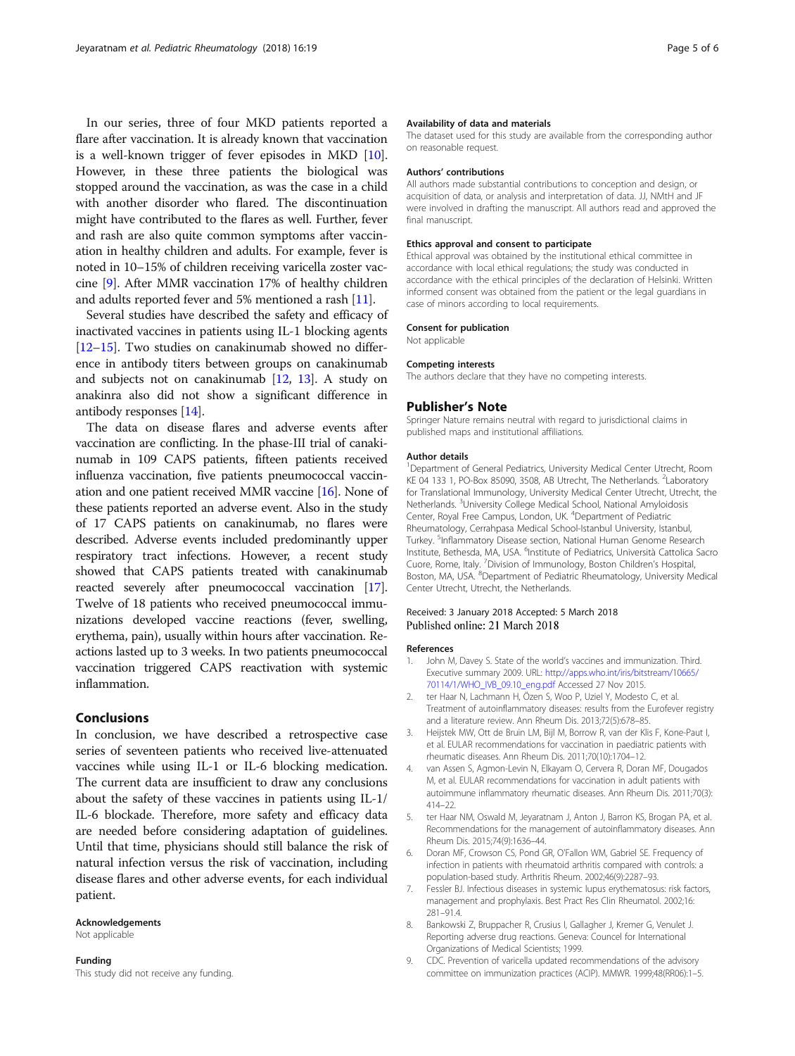In our series, three of four MKD patients reported a flare after vaccination. It is already known that vaccination is a well-known trigger of fever episodes in MKD [10]. However, in these three patients the biological was stopped around the vaccination, as was the case in a child with another disorder who flared. The discontinuation might have contributed to the flares as well. Further, fever and rash are also quite common symptoms after vaccination in healthy children and adults. For example, fever is noted in 10–15% of children receiving varicella zoster vaccine [9]. After MMR vaccination 17% of healthy children and adults reported fever and 5% mentioned a rash [11].

Several studies have described the safety and efficacy of inactivated vaccines in patients using IL-1 blocking agents [12–15]. Two studies on canakinumab showed no difference in antibody titers between groups on canakinumab and subjects not on canakinumab [12, 13]. A study on anakinra also did not show a significant difference in antibody responses [14].

The data on disease flares and adverse events after vaccination are conflicting. In the phase-III trial of canakinumab in 109 CAPS patients, fifteen patients received influenza vaccination, five patients pneumococcal vaccination and one patient received MMR vaccine [16]. None of these patients reported an adverse event. Also in the study of 17 CAPS patients on canakinumab, no flares were described. Adverse events included predominantly upper respiratory tract infections. However, a recent study showed that CAPS patients treated with canakinumab reacted severely after pneumococcal vaccination [17]. Twelve of 18 patients who received pneumococcal immunizations developed vaccine reactions (fever, swelling, erythema, pain), usually within hours after vaccination. Reactions lasted up to 3 weeks. In two patients pneumococcal vaccination triggered CAPS reactivation with systemic inflammation.

## Conclusions

In conclusion, we have described a retrospective case series of seventeen patients who received live-attenuated vaccines while using IL-1 or IL-6 blocking medication. The current data are insufficient to draw any conclusions about the safety of these vaccines in patients using IL-1/IL-6 blockade. Therefore, more safety and efficacy data are needed before considering adaptation of guidelines. Until that time, physicians should still balance the risk of natural infection versus the risk of vaccination, including disease flares and other adverse events, for each individual patient.

### Acknowledgements

Not applicable

### Funding

This study did not receive any funding.

### Availability of data and materials

The dataset used for this study are available from the corresponding author on reasonable request.

### Authors' contributions

All authors made substantial contributions to conception and design, or acquisition of data, or analysis and interpretation of data. JJ, NMtH and JF were involved in drafting the manuscript. All authors read and approved the final manuscript.

### Ethics approval and consent to participate

Ethical approval was obtained by the institutional ethical committee in accordance with local ethical regulations; the study was conducted in accordance with the ethical principles of the declaration of Helsinki. Written informed consent was obtained from the patient or the legal guardians in case of minors according to local requirements.

### Consent for publication

Not applicable

### Competing interests

The authors declare that they have no competing interests.

## Publisher's Note

Springer Nature remains neutral with regard to jurisdictional claims in published maps and institutional affiliations.

### Author details

[1]Department of General Pediatrics, University Medical Center Utrecht, Room KE 04 133 1, PO-Box 85090, 3508, AB Utrecht, The Netherlands. [2]Laboratory for Translational Immunology, University Medical Center Utrecht, Utrecht, the Netherlands. [3]University College Medical School, National Amyloidosis Center, Royal Free Campus, London, UK. [4]Department of Pediatric Rheumatology, Cerrahpasa Medical School-Istanbul University, Istanbul, Turkey. [5]Inflammatory Disease section, National Human Genome Research Institute, Bethesda, MA, USA. [6]Institute of Pediatrics, Università Cattolica Sacro Cuore, Rome, Italy. [7]Division of Immunology, Boston Children's Hospital, Boston, MA, USA. [8]Department of Pediatric Rheumatology, University Medical Center Utrecht, Utrecht, the Netherlands.

Received: 3 January 2018 Accepted: 5 March 2018
Published online: 21 March 2018

### References

1. John M, Davey S. State of the world's vaccines and immunization. Third. Executive summary 2009. URL: http://apps.who.int/iris/bitstream/10665/70114/1/WHO_IVB_09.10_eng.pdf Accessed 27 Nov 2015.
2. ter Haar N, Lachmann H, Özen S, Woo P, Uziel Y, Modesto C, et al. Treatment of autoinflammatory diseases: results from the Eurofever registry and a literature review. Ann Rheum Dis. 2013;72(5):678–85.
3. Heijstek MW, Ott de Bruin LM, Bijl M, Borrow R, van der Klis F, Kone-Paut I, et al. EULAR recommendations for vaccination in paediatric patients with rheumatic diseases. Ann Rheum Dis. 2011;70(10):1704–12.
4. van Assen S, Agmon-Levin N, Elkayam O, Cervera R, Doran MF, Dougados M, et al. EULAR recommendations for vaccination in adult patients with autoimmune inflammatory rheumatic diseases. Ann Rheum Dis. 2011;70(3):414–22.
5. ter Haar NM, Oswald M, Jeyaratnam J, Anton J, Barron KS, Brogan PA, et al. Recommendations for the management of autoinflammatory diseases. Ann Rheum Dis. 2015;74(9):1636–44.
6. Doran MF, Crowson CS, Pond GR, O'Fallon WM, Gabriel SE. Frequency of infection in patients with rheumatoid arthritis compared with controls: a population-based study. Arthritis Rheum. 2002;46(9):2287–93.
7. Fessler BJ. Infectious diseases in systemic lupus erythematosus: risk factors, management and prophylaxis. Best Pract Res Clin Rheumatol. 2002;16:281–91.4.
8. Bankowski Z, Bruppacher R, Crusius I, Gallagher J, Kremer G, Venulet J. Reporting adverse drug reactions. Geneva: Councel for International Organizations of Medical Scientists; 1999.
9. CDC. Prevention of varicella updated recommendations of the advisory committee on immunization practices (ACIP). MMWR. 1999;48(RR06):1–5.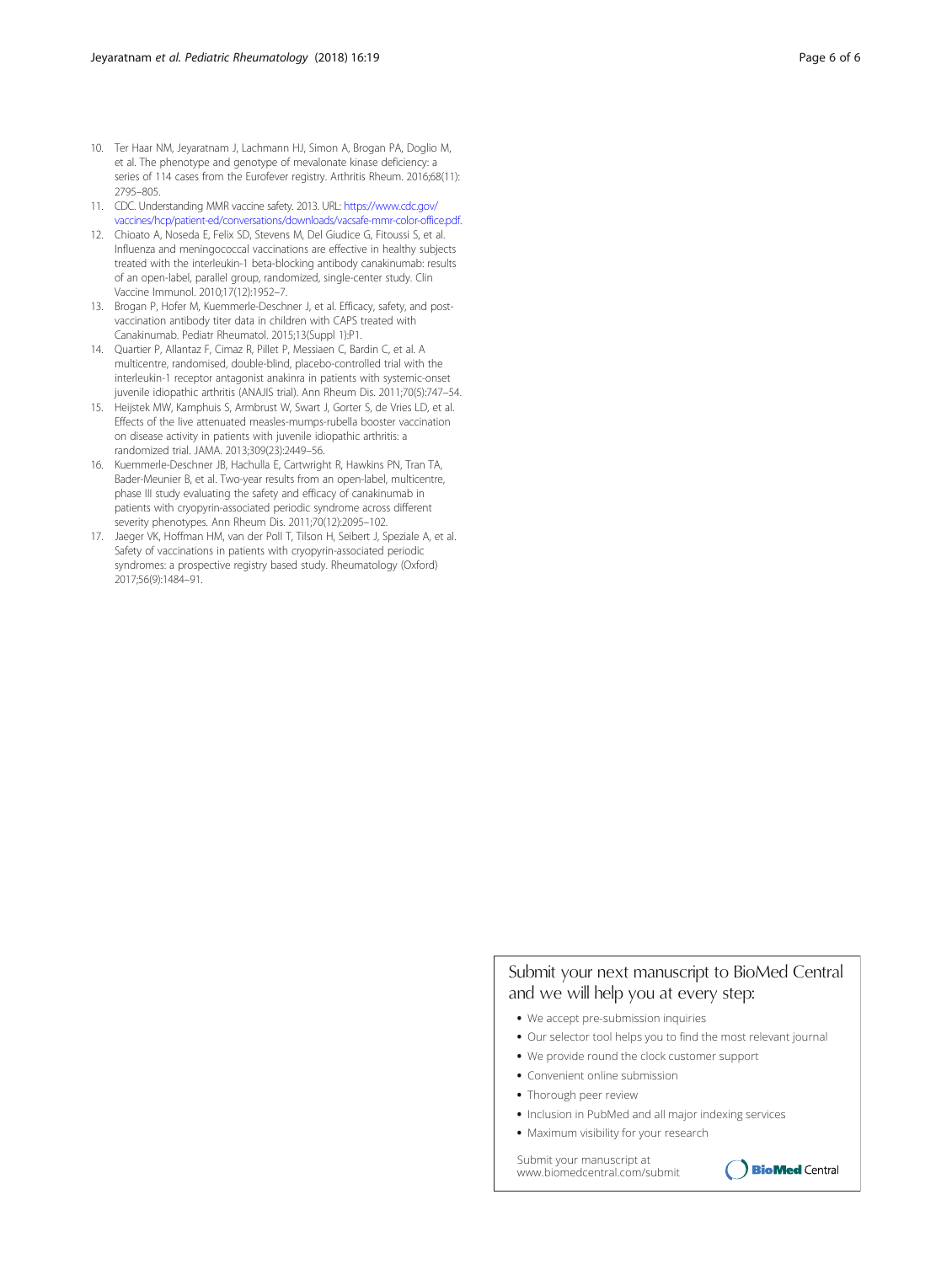10. Ter Haar NM, Jeyaratnam J, Lachmann HJ, Simon A, Brogan PA, Doglio M, et al. The phenotype and genotype of mevalonate kinase deficiency: a series of 114 cases from the Eurofever registry. Arthritis Rheum. 2016;68(11): 2795–805.
11. CDC. Understanding MMR vaccine safety. 2013. URL: https://www.cdc.gov/vaccines/hcp/patient-ed/conversations/downloads/vacsafe-mmr-color-office.pdf.
12. Chioato A, Noseda E, Felix SD, Stevens M, Del Giudice G, Fitoussi S, et al. Influenza and meningococcal vaccinations are effective in healthy subjects treated with the interleukin-1 beta-blocking antibody canakinumab: results of an open-label, parallel group, randomized, single-center study. Clin Vaccine Immunol. 2010;17(12):1952–7.
13. Brogan P, Hofer M, Kuemmerle-Deschner J, et al. Efficacy, safety, and post-vaccination antibody titer data in children with CAPS treated with Canakinumab. Pediatr Rheumatol. 2015;13(Suppl 1):P1.
14. Quartier P, Allantaz F, Cimaz R, Pillet P, Messiaen C, Bardin C, et al. A multicentre, randomised, double-blind, placebo-controlled trial with the interleukin-1 receptor antagonist anakinra in patients with systemic-onset juvenile idiopathic arthritis (ANAJIS trial). Ann Rheum Dis. 2011;70(5):747–54.
15. Heijstek MW, Kamphuis S, Armbrust W, Swart J, Gorter S, de Vries LD, et al. Effects of the live attenuated measles-mumps-rubella booster vaccination on disease activity in patients with juvenile idiopathic arthritis: a randomized trial. JAMA. 2013;309(23):2449–56.
16. Kuemmerle-Deschner JB, Hachulla E, Cartwright R, Hawkins PN, Tran TA, Bader-Meunier B, et al. Two-year results from an open-label, multicentre, phase III study evaluating the safety and efficacy of canakinumab in patients with cryopyrin-associated periodic syndrome across different severity phenotypes. Ann Rheum Dis. 2011;70(12):2095–102.
17. Jaeger VK, Hoffman HM, van der Poll T, Tilson H, Seibert J, Speziale A, et al. Safety of vaccinations in patients with cryopyrin-associated periodic syndromes: a prospective registry based study. Rheumatology (Oxford) 2017;56(9):1484–91.

Submit your next manuscript to BioMed Central and we will help you at every step:

- We accept pre-submission inquiries
- Our selector tool helps you to find the most relevant journal
- We provide round the clock customer support
- Convenient online submission
- Thorough peer review
- Inclusion in PubMed and all major indexing services
- Maximum visibility for your research

Submit your manuscript at www.biomedcentral.com/submit

BioMed Central